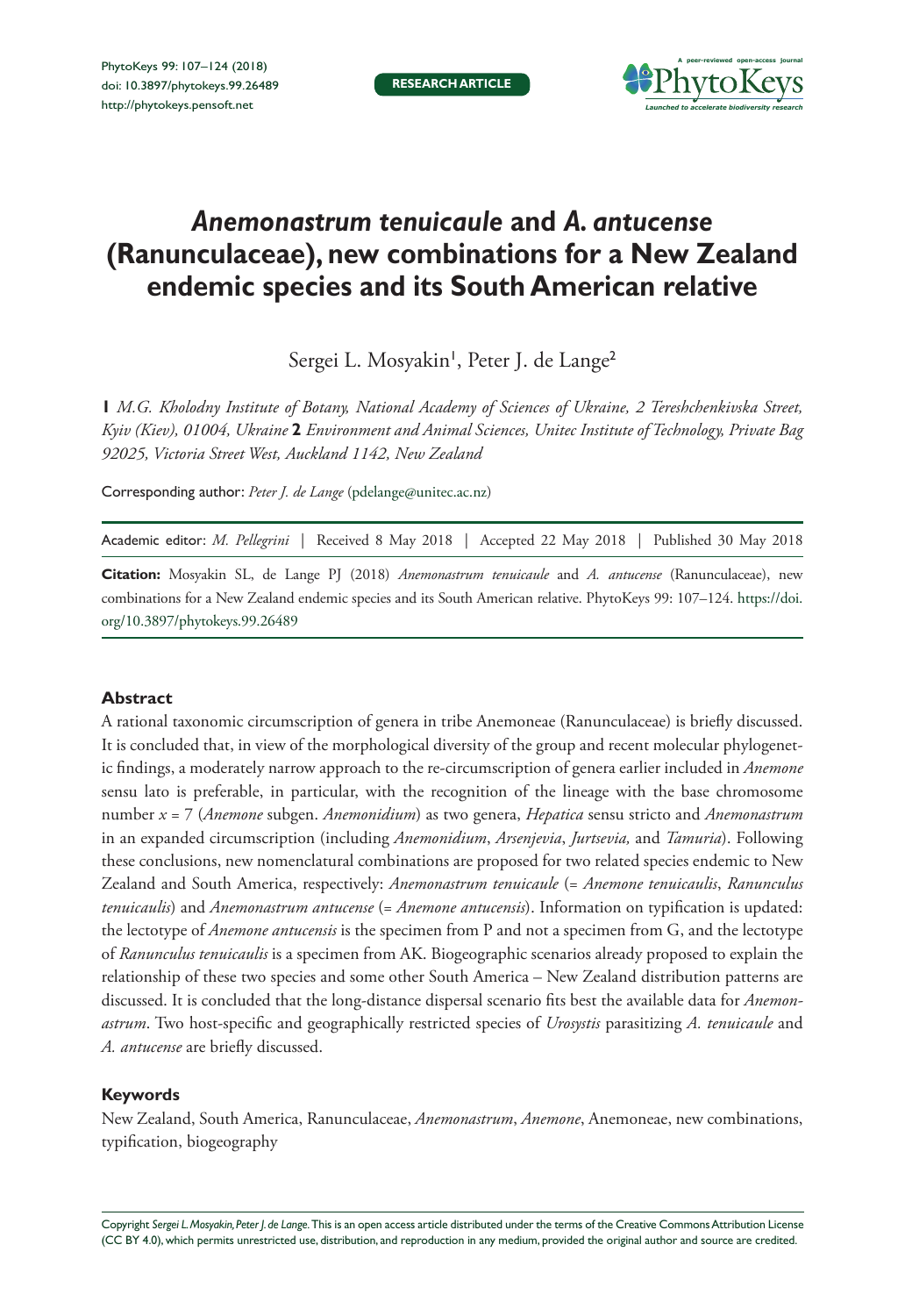# *Anemonastrum tenuicaule* and *A. antucense* (Ranunculaceae), new combinations for a New Zealand endemic species and its South American relative

Sergei L. Mosyakin[1], Peter J. de Lange[2]

**1** *M.G. Kholodny Institute of Botany, National Academy of Sciences of Ukraine, 2 Tereshchenkivska Street, Kyiv (Kiev), 01004, Ukraine* **2** *Environment and Animal Sciences, Unitec Institute of Technology, Private Bag 92025, Victoria Street West, Auckland 1142, New Zealand*

Corresponding author: *Peter J. de Lange* (pdelange@unitec.ac.nz)

Academic editor: *M. Pellegrini* | Received 8 May 2018 | Accepted 22 May 2018 | Published 30 May 2018

**Citation:** Mosyakin SL, de Lange PJ (2018) *Anemonastrum tenuicaule* and *A. antucense* (Ranunculaceae), new combinations for a New Zealand endemic species and its South American relative. PhytoKeys 99: 107–124. https://doi.org/10.3897/phytokeys.99.26489

## Abstract

A rational taxonomic circumscription of genera in tribe Anemoneae (Ranunculaceae) is briefly discussed. It is concluded that, in view of the morphological diversity of the group and recent molecular phylogenetic findings, a moderately narrow approach to the re-circumscription of genera earlier included in *Anemone* sensu lato is preferable, in particular, with the recognition of the lineage with the base chromosome number $x = 7$ (*Anemone* subgen. *Anemonidium*) as two genera, *Hepatica* sensu stricto and *Anemonastrum* in an expanded circumscription (including *Anemonidium*, *Arsenjevia*, *Jurtsevia,* and *Tamuria*). Following these conclusions, new nomenclatural combinations are proposed for two related species endemic to New Zealand and South America, respectively: *Anemonastrum tenuicaule* (= *Anemone tenuicaulis*, *Ranunculus tenuicaulis*) and *Anemonastrum antucense* (= *Anemone antucensis*). Information on typification is updated: the lectotype of *Anemone antucensis* is the specimen from P and not a specimen from G, and the lectotype of *Ranunculus tenuicaulis* is a specimen from AK. Biogeographic scenarios already proposed to explain the relationship of these two species and some other South America – New Zealand distribution patterns are discussed. It is concluded that the long-distance dispersal scenario fits best the available data for *Anemonastrum*. Two host-specific and geographically restricted species of *Urosystis* parasitizing *A. tenuicaule* and *A. antucense* are briefly discussed.

### Keywords

New Zealand, South America, Ranunculaceae, *Anemonastrum*, *Anemone*, Anemoneae, new combinations, typification, biogeography

Copyright *Sergei L. Mosyakin, Peter J. de Lange.* This is an open access article distributed under the terms of the Creative Commons Attribution License (CC BY 4.0), which permits unrestricted use, distribution, and reproduction in any medium, provided the original author and source are credited.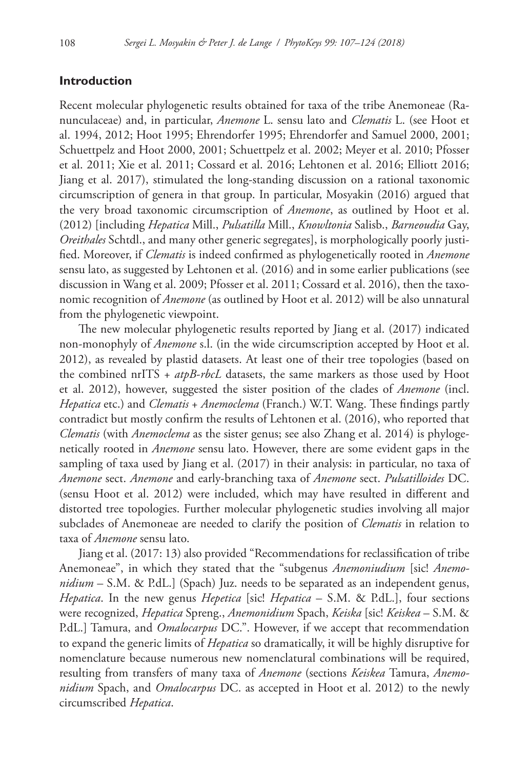## Introduction

Recent molecular phylogenetic results obtained for taxa of the tribe Anemoneae (Ranunculaceae) and, in particular, *Anemone* L. sensu lato and *Clematis* L. (see Hoot et al. 1994, 2012; Hoot 1995; Ehrendorfer 1995; Ehrendorfer and Samuel 2000, 2001; Schuettpelz and Hoot 2000, 2001; Schuettpelz et al. 2002; Meyer et al. 2010; Pfosser et al. 2011; Xie et al. 2011; Cossard et al. 2016; Lehtonen et al. 2016; Elliott 2016; Jiang et al. 2017), stimulated the long-standing discussion on a rational taxonomic circumscription of genera in that group. In particular, Mosyakin (2016) argued that the very broad taxonomic circumscription of *Anemone*, as outlined by Hoot et al. (2012) [including *Hepatica* Mill., *Pulsatilla* Mill., *Knowltonia* Salisb., *Barneoudia* Gay, *Oreithales* Schtdl., and many other generic segregates], is morphologically poorly justified. Moreover, if *Clematis* is indeed confirmed as phylogenetically rooted in *Anemone* sensu lato, as suggested by Lehtonen et al. (2016) and in some earlier publications (see discussion in Wang et al. 2009; Pfosser et al. 2011; Cossard et al. 2016), then the taxonomic recognition of *Anemone* (as outlined by Hoot et al. 2012) will be also unnatural from the phylogenetic viewpoint.

The new molecular phylogenetic results reported by Jiang et al. (2017) indicated non-monophyly of *Anemone* s.l. (in the wide circumscription accepted by Hoot et al. 2012), as revealed by plastid datasets. At least one of their tree topologies (based on the combined nrITS + *atpB-rbcL* datasets, the same markers as those used by Hoot et al. 2012), however, suggested the sister position of the clades of *Anemone* (incl. *Hepatica* etc.) and *Clematis* + *Anemoclema* (Franch.) W.T. Wang. These findings partly contradict but mostly confirm the results of Lehtonen et al. (2016), who reported that *Clematis* (with *Anemoclema* as the sister genus; see also Zhang et al. 2014) is phylogenetically rooted in *Anemone* sensu lato. However, there are some evident gaps in the sampling of taxa used by Jiang et al. (2017) in their analysis: in particular, no taxa of *Anemone* sect. *Anemone* and early-branching taxa of *Anemone* sect. *Pulsatilloides* DC. (sensu Hoot et al. 2012) were included, which may have resulted in different and distorted tree topologies. Further molecular phylogenetic studies involving all major subclades of Anemoneae are needed to clarify the position of *Clematis* in relation to taxa of *Anemone* sensu lato.

Jiang et al. (2017: 13) also provided "Recommendations for reclassification of tribe Anemoneae", in which they stated that the "subgenus *Anemoniudium* [sic! *Anemonidium* – S.M. & P.dL.] (Spach) Juz. needs to be separated as an independent genus, *Hepatica*. In the new genus *Hepetica* [sic! *Hepatica* – S.M. & P.dL.], four sections were recognized, *Hepatica* Spreng., *Anemonidium* Spach, *Keiska* [sic! *Keiskea* – S.M. & P.dL.] Tamura, and *Omalocarpus* DC.". However, if we accept that recommendation to expand the generic limits of *Hepatica* so dramatically, it will be highly disruptive for nomenclature because numerous new nomenclatural combinations will be required, resulting from transfers of many taxa of *Anemone* (sections *Keiskea* Tamura, *Anemonidium* Spach, and *Omalocarpus* DC. as accepted in Hoot et al. 2012) to the newly circumscribed *Hepatica*.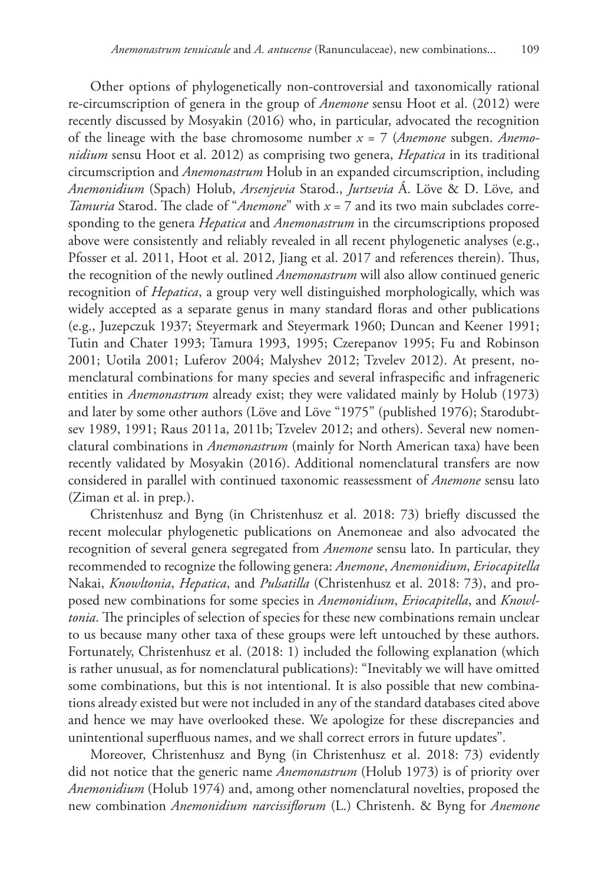Other options of phylogenetically non-controversial and taxonomically rational re-circumscription of genera in the group of *Anemone* sensu Hoot et al. (2012) were recently discussed by Mosyakin (2016) who, in particular, advocated the recognition of the lineage with the base chromosome number $x = 7$ (*Anemone* subgen. *Anemonidium* sensu Hoot et al. 2012) as comprising two genera, *Hepatica* in its traditional circumscription and *Anemonastrum* Holub in an expanded circumscription, including *Anemonidium* (Spach) Holub, *Arsenjevia* Starod., *Jurtsevia* Á. Löve & D. Löve*,* and *Tamuria* Starod. The clade of "*Anemone*" with $x = 7$ and its two main subclades corresponding to the genera *Hepatica* and *Anemonastrum* in the circumscriptions proposed above were consistently and reliably revealed in all recent phylogenetic analyses (e.g., Pfosser et al. 2011, Hoot et al. 2012, Jiang et al. 2017 and references therein). Thus, the recognition of the newly outlined *Anemonastrum* will also allow continued generic recognition of *Hepatica*, a group very well distinguished morphologically, which was widely accepted as a separate genus in many standard floras and other publications (e.g., Juzepczuk 1937; Steyermark and Steyermark 1960; Duncan and Keener 1991; Tutin and Chater 1993; Tamura 1993, 1995; Czerepanov 1995; Fu and Robinson 2001; Uotila 2001; Luferov 2004; Malyshev 2012; Tzvelev 2012). At present, nomenclatural combinations for many species and several infraspecific and infrageneric entities in *Anemonastrum* already exist; they were validated mainly by Holub (1973) and later by some other authors (Löve and Löve "1975" (published 1976); Starodubtsev 1989, 1991; Raus 2011a, 2011b; Tzvelev 2012; and others). Several new nomenclatural combinations in *Anemonastrum* (mainly for North American taxa) have been recently validated by Mosyakin (2016). Additional nomenclatural transfers are now considered in parallel with continued taxonomic reassessment of *Anemone* sensu lato (Ziman et al. in prep.).

Christenhusz and Byng (in Christenhusz et al. 2018: 73) briefly discussed the recent molecular phylogenetic publications on Anemoneae and also advocated the recognition of several genera segregated from *Anemone* sensu lato. In particular, they recommended to recognize the following genera: *Anemone*, *Anemonidium*, *Eriocapitella* Nakai, *Knowltonia*, *Hepatica*, and *Pulsatilla* (Christenhusz et al. 2018: 73), and proposed new combinations for some species in *Anemonidium*, *Eriocapitella*, and *Knowltonia*. The principles of selection of species for these new combinations remain unclear to us because many other taxa of these groups were left untouched by these authors. Fortunately, Christenhusz et al. (2018: 1) included the following explanation (which is rather unusual, as for nomenclatural publications): "Inevitably we will have omitted some combinations, but this is not intentional. It is also possible that new combinations already existed but were not included in any of the standard databases cited above and hence we may have overlooked these. We apologize for these discrepancies and unintentional superfluous names, and we shall correct errors in future updates".

Moreover, Christenhusz and Byng (in Christenhusz et al. 2018: 73) evidently did not notice that the generic name *Anemonastrum* (Holub 1973) is of priority over *Anemonidium* (Holub 1974) and, among other nomenclatural novelties, proposed the new combination *Anemonidium narcissiflorum* (L.) Christenh. & Byng for *Anemone*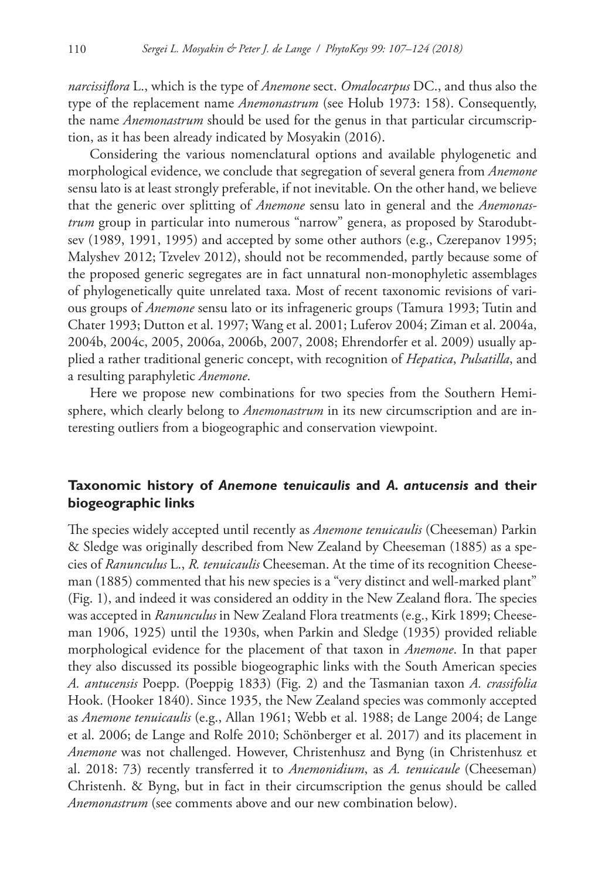*narcissiflora* L., which is the type of *Anemone* sect. *Omalocarpus* DC., and thus also the type of the replacement name *Anemonastrum* (see Holub 1973: 158). Consequently, the name *Anemonastrum* should be used for the genus in that particular circumscription, as it has been already indicated by Mosyakin (2016).

Considering the various nomenclatural options and available phylogenetic and morphological evidence, we conclude that segregation of several genera from *Anemone* sensu lato is at least strongly preferable, if not inevitable. On the other hand, we believe that the generic over splitting of *Anemone* sensu lato in general and the *Anemonastrum* group in particular into numerous "narrow" genera, as proposed by Starodubtsev (1989, 1991, 1995) and accepted by some other authors (e.g., Czerepanov 1995; Malyshev 2012; Tzvelev 2012), should not be recommended, partly because some of the proposed generic segregates are in fact unnatural non-monophyletic assemblages of phylogenetically quite unrelated taxa. Most of recent taxonomic revisions of various groups of *Anemone* sensu lato or its infrageneric groups (Tamura 1993; Tutin and Chater 1993; Dutton et al. 1997; Wang et al. 2001; Luferov 2004; Ziman et al. 2004a, 2004b, 2004c, 2005, 2006a, 2006b, 2007, 2008; Ehrendorfer et al. 2009) usually applied a rather traditional generic concept, with recognition of *Hepatica*, *Pulsatilla*, and a resulting paraphyletic *Anemone*.

Here we propose new combinations for two species from the Southern Hemisphere, which clearly belong to *Anemonastrum* in its new circumscription and are interesting outliers from a biogeographic and conservation viewpoint.

## Taxonomic history of *Anemone tenuicaulis* and *A. antucensis* and their biogeographic links

The species widely accepted until recently as *Anemone tenuicaulis* (Cheeseman) Parkin & Sledge was originally described from New Zealand by Cheeseman (1885) as a species of *Ranunculus* L., *R. tenuicaulis* Cheeseman. At the time of its recognition Cheeseman (1885) commented that his new species is a "very distinct and well-marked plant" (Fig. 1), and indeed it was considered an oddity in the New Zealand flora. The species was accepted in *Ranunculus* in New Zealand Flora treatments (e.g., Kirk 1899; Cheeseman 1906, 1925) until the 1930s, when Parkin and Sledge (1935) provided reliable morphological evidence for the placement of that taxon in *Anemone*. In that paper they also discussed its possible biogeographic links with the South American species *A. antucensis* Poepp. (Poeppig 1833) (Fig. 2) and the Tasmanian taxon *A. crassifolia* Hook. (Hooker 1840). Since 1935, the New Zealand species was commonly accepted as *Anemone tenuicaulis* (e.g., Allan 1961; Webb et al. 1988; de Lange 2004; de Lange et al. 2006; de Lange and Rolfe 2010; Schönberger et al. 2017) and its placement in *Anemone* was not challenged. However, Christenhusz and Byng (in Christenhusz et al. 2018: 73) recently transferred it to *Anemonidium*, as *A. tenuicaule* (Cheeseman) Christenh. & Byng, but in fact in their circumscription the genus should be called *Anemonastrum* (see comments above and our new combination below).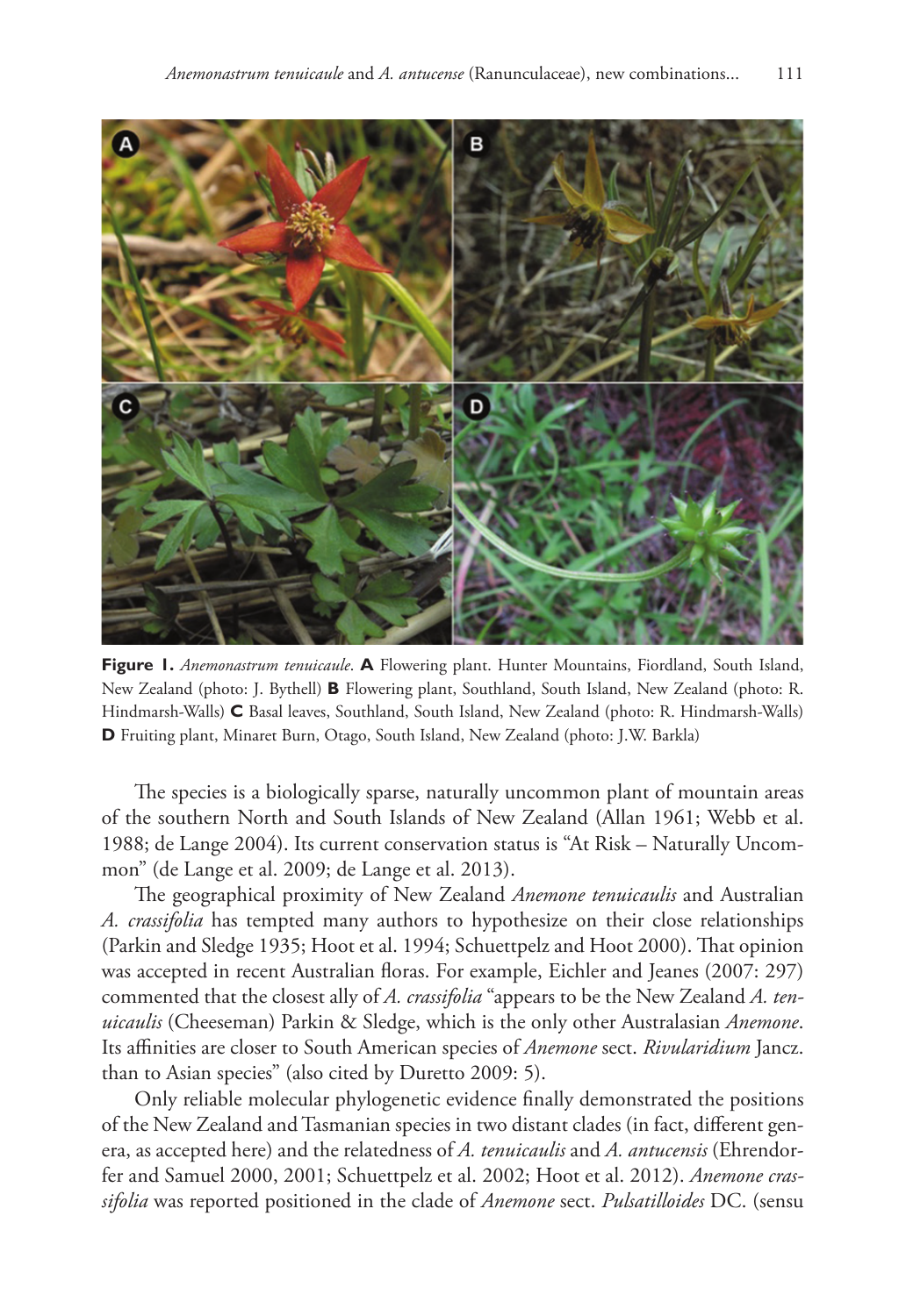**Figure 1.** *Anemonastrum tenuicaule*. **A** Flowering plant. Hunter Mountains, Fiordland, South Island, New Zealand (photo: J. Bythell) **B** Flowering plant, Southland, South Island, New Zealand (photo: R. Hindmarsh-Walls) **C** Basal leaves, Southland, South Island, New Zealand (photo: R. Hindmarsh-Walls) **D** Fruiting plant, Minaret Burn, Otago, South Island, New Zealand (photo: J.W. Barkla)

The species is a biologically sparse, naturally uncommon plant of mountain areas of the southern North and South Islands of New Zealand (Allan 1961; Webb et al. 1988; de Lange 2004). Its current conservation status is "At Risk – Naturally Uncommon" (de Lange et al. 2009; de Lange et al. 2013).

The geographical proximity of New Zealand *Anemone tenuicaulis* and Australian *A. crassifolia* has tempted many authors to hypothesize on their close relationships (Parkin and Sledge 1935; Hoot et al. 1994; Schuettpelz and Hoot 2000). That opinion was accepted in recent Australian floras. For example, Eichler and Jeanes (2007: 297) commented that the closest ally of *A. crassifolia* "appears to be the New Zealand *A. tenuicaulis* (Cheeseman) Parkin & Sledge, which is the only other Australasian *Anemone*. Its affinities are closer to South American species of *Anemone* sect. *Rivularidium* Jancz. than to Asian species" (also cited by Duretto 2009: 5).

Only reliable molecular phylogenetic evidence finally demonstrated the positions of the New Zealand and Tasmanian species in two distant clades (in fact, different genera, as accepted here) and the relatedness of *A. tenuicaulis* and *A. antucensis* (Ehrendorfer and Samuel 2000, 2001; Schuettpelz et al. 2002; Hoot et al. 2012). *Anemone crassifolia* was reported positioned in the clade of *Anemone* sect. *Pulsatilloides* DC. (sensu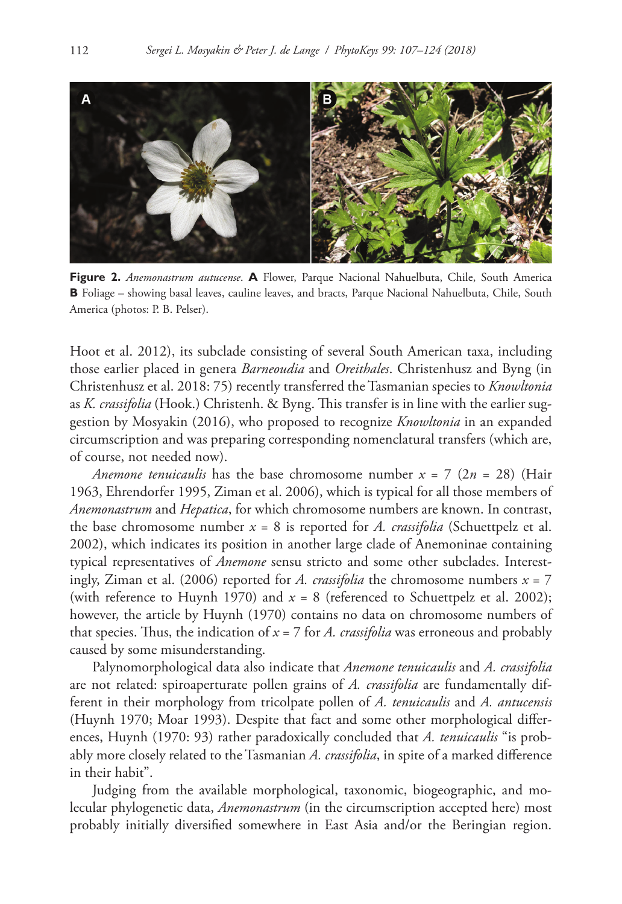**Figure 2.** *Anemonastrum autucense*. **A** Flower, Parque Nacional Nahuelbuta, Chile, South America **B** Foliage – showing basal leaves, cauline leaves, and bracts, Parque Nacional Nahuelbuta, Chile, South America (photos: P. B. Pelser).

Hoot et al. 2012), its subclade consisting of several South American taxa, including those earlier placed in genera *Barneoudia* and *Oreithales*. Christenhusz and Byng (in Christenhusz et al. 2018: 75) recently transferred the Tasmanian species to *Knowltonia* as *K. crassifolia* (Hook.) Christenh. & Byng. This transfer is in line with the earlier suggestion by Mosyakin (2016), who proposed to recognize *Knowltonia* in an expanded circumscription and was preparing corresponding nomenclatural transfers (which are, of course, not needed now).

*Anemone tenuicaulis* has the base chromosome number $x = 7$ ($2n = 28$) (Hair 1963, Ehrendorfer 1995, Ziman et al. 2006), which is typical for all those members of *Anemonastrum* and *Hepatica*, for which chromosome numbers are known. In contrast, the base chromosome number $x = 8$ is reported for *A. crassifolia* (Schuettpelz et al. 2002), which indicates its position in another large clade of Anemoninae containing typical representatives of *Anemone* sensu stricto and some other subclades. Interestingly, Ziman et al. (2006) reported for *A. crassifolia* the chromosome numbers $x = 7$ (with reference to Huynh 1970) and $x = 8$ (referenced to Schuettpelz et al. 2002); however, the article by Huynh (1970) contains no data on chromosome numbers of that species. Thus, the indication of $x = 7$ for *A. crassifolia* was erroneous and probably caused by some misunderstanding.

Palynomorphological data also indicate that *Anemone tenuicaulis* and *A. crassifolia* are not related: spiroaperturate pollen grains of *A. crassifolia* are fundamentally different in their morphology from tricolpate pollen of *A. tenuicaulis* and *A. antucensis* (Huynh 1970; Moar 1993). Despite that fact and some other morphological differences, Huynh (1970: 93) rather paradoxically concluded that *A. tenuicaulis* "is probably more closely related to the Tasmanian *A. crassifolia*, in spite of a marked difference in their habit".

Judging from the available morphological, taxonomic, biogeographic, and molecular phylogenetic data, *Anemonastrum* (in the circumscription accepted here) most probably initially diversified somewhere in East Asia and/or the Beringian region.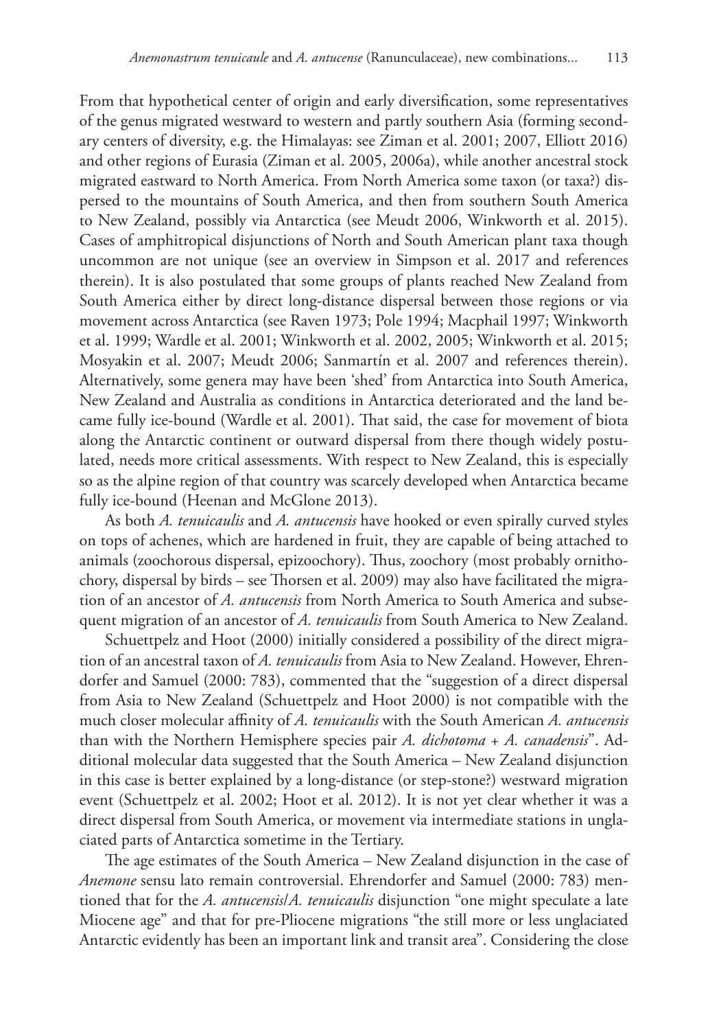From that hypothetical center of origin and early diversification, some representatives of the genus migrated westward to western and partly southern Asia (forming secondary centers of diversity, e.g. the Himalayas: see Ziman et al. 2001; 2007, Elliott 2016) and other regions of Eurasia (Ziman et al. 2005, 2006a), while another ancestral stock migrated eastward to North America. From North America some taxon (or taxa?) dispersed to the mountains of South America, and then from southern South America to New Zealand, possibly via Antarctica (see Meudt 2006, Winkworth et al. 2015). Cases of amphitropical disjunctions of North and South American plant taxa though uncommon are not unique (see an overview in Simpson et al. 2017 and references therein). It is also postulated that some groups of plants reached New Zealand from South America either by direct long-distance dispersal between those regions or via movement across Antarctica (see Raven 1973; Pole 1994; Macphail 1997; Winkworth et al. 1999; Wardle et al. 2001; Winkworth et al. 2002, 2005; Winkworth et al. 2015; Mosyakin et al. 2007; Meudt 2006; Sanmartín et al. 2007 and references therein). Alternatively, some genera may have been 'shed' from Antarctica into South America, New Zealand and Australia as conditions in Antarctica deteriorated and the land became fully ice-bound (Wardle et al. 2001). That said, the case for movement of biota along the Antarctic continent or outward dispersal from there though widely postulated, needs more critical assessments. With respect to New Zealand, this is especially so as the alpine region of that country was scarcely developed when Antarctica became fully ice-bound (Heenan and McGlone 2013).

As both *A. tenuicaulis* and *A. antucensis* have hooked or even spirally curved styles on tops of achenes, which are hardened in fruit, they are capable of being attached to animals (zoochorous dispersal, epizoochory). Thus, zoochory (most probably ornithochory, dispersal by birds – see Thorsen et al. 2009) may also have facilitated the migration of an ancestor of *A. antucensis* from North America to South America and subsequent migration of an ancestor of *A. tenuicaulis* from South America to New Zealand.

Schuettpelz and Hoot (2000) initially considered a possibility of the direct migration of an ancestral taxon of *A. tenuicaulis* from Asia to New Zealand. However, Ehrendorfer and Samuel (2000: 783), commented that the "suggestion of a direct dispersal from Asia to New Zealand (Schuettpelz and Hoot 2000) is not compatible with the much closer molecular affinity of *A. tenuicaulis* with the South American *A. antucensis* than with the Northern Hemisphere species pair *A. dichotoma* + *A. canadensis*". Additional molecular data suggested that the South America – New Zealand disjunction in this case is better explained by a long-distance (or step-stone?) westward migration event (Schuettpelz et al. 2002; Hoot et al. 2012). It is not yet clear whether it was a direct dispersal from South America, or movement via intermediate stations in unglaciated parts of Antarctica sometime in the Tertiary.

The age estimates of the South America – New Zealand disjunction in the case of *Anemone* sensu lato remain controversial. Ehrendorfer and Samuel (2000: 783) mentioned that for the *A. antucensis*/*A. tenuicaulis* disjunction "one might speculate a late Miocene age" and that for pre-Pliocene migrations "the still more or less unglaciated Antarctic evidently has been an important link and transit area". Considering the close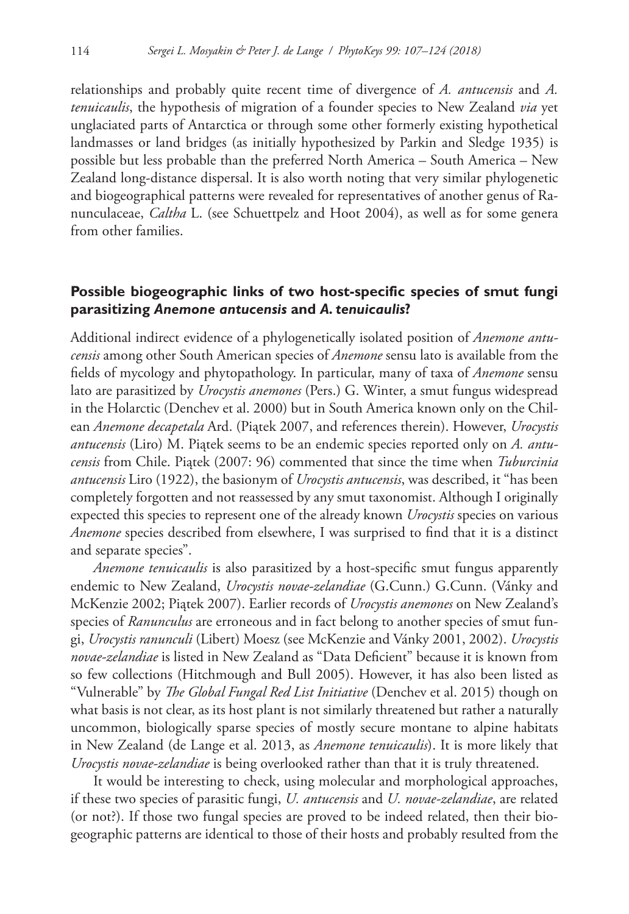relationships and probably quite recent time of divergence of *A. antucensis* and *A. tenuicaulis*, the hypothesis of migration of a founder species to New Zealand *via* yet unglaciated parts of Antarctica or through some other formerly existing hypothetical landmasses or land bridges (as initially hypothesized by Parkin and Sledge 1935) is possible but less probable than the preferred North America – South America – New Zealand long-distance dispersal. It is also worth noting that very similar phylogenetic and biogeographical patterns were revealed for representatives of another genus of Ranunculaceae, *Caltha* L. (see Schuettpelz and Hoot 2004), as well as for some genera from other families.

## Possible biogeographic links of two host-specific species of smut fungi parasitizing *Anemone antucensis* and *A. tenuicaulis*?

Additional indirect evidence of a phylogenetically isolated position of *Anemone antucensis* among other South American species of *Anemone* sensu lato is available from the fields of mycology and phytopathology. In particular, many of taxa of *Anemone* sensu lato are parasitized by *Urocystis anemones* (Pers.) G. Winter, a smut fungus widespread in the Holarctic (Denchev et al. 2000) but in South America known only on the Chilean *Anemone decapetala* Ard. (Piątek 2007, and references therein). However, *Urocystis antucensis* (Liro) M. Piątek seems to be an endemic species reported only on *A. antucensis* from Chile. Piątek (2007: 96) commented that since the time when *Tuburcinia antucensis* Liro (1922), the basionym of *Urocystis antucensis*, was described, it "has been completely forgotten and not reassessed by any smut taxonomist. Although I originally expected this species to represent one of the already known *Urocystis* species on various *Anemone* species described from elsewhere, I was surprised to find that it is a distinct and separate species".

*Anemone tenuicaulis* is also parasitized by a host-specific smut fungus apparently endemic to New Zealand, *Urocystis novae-zelandiae* (G.Cunn.) G.Cunn. (Vánky and McKenzie 2002; Piątek 2007). Earlier records of *Urocystis anemones* on New Zealand's species of *Ranunculus* are erroneous and in fact belong to another species of smut fungi, *Urocystis ranunculi* (Libert) Moesz (see McKenzie and Vánky 2001, 2002). *Urocystis novae-zelandiae* is listed in New Zealand as "Data Deficient" because it is known from so few collections (Hitchmough and Bull 2005). However, it has also been listed as "Vulnerable" by *The Global Fungal Red List Initiative* (Denchev et al. 2015) though on what basis is not clear, as its host plant is not similarly threatened but rather a naturally uncommon, biologically sparse species of mostly secure montane to alpine habitats in New Zealand (de Lange et al. 2013, as *Anemone tenuicaulis*). It is more likely that *Urocystis novae-zelandiae* is being overlooked rather than that it is truly threatened.

It would be interesting to check, using molecular and morphological approaches, if these two species of parasitic fungi, *U. antucensis* and *U. novae-zelandiae*, are related (or not?). If those two fungal species are proved to be indeed related, then their biogeographic patterns are identical to those of their hosts and probably resulted from the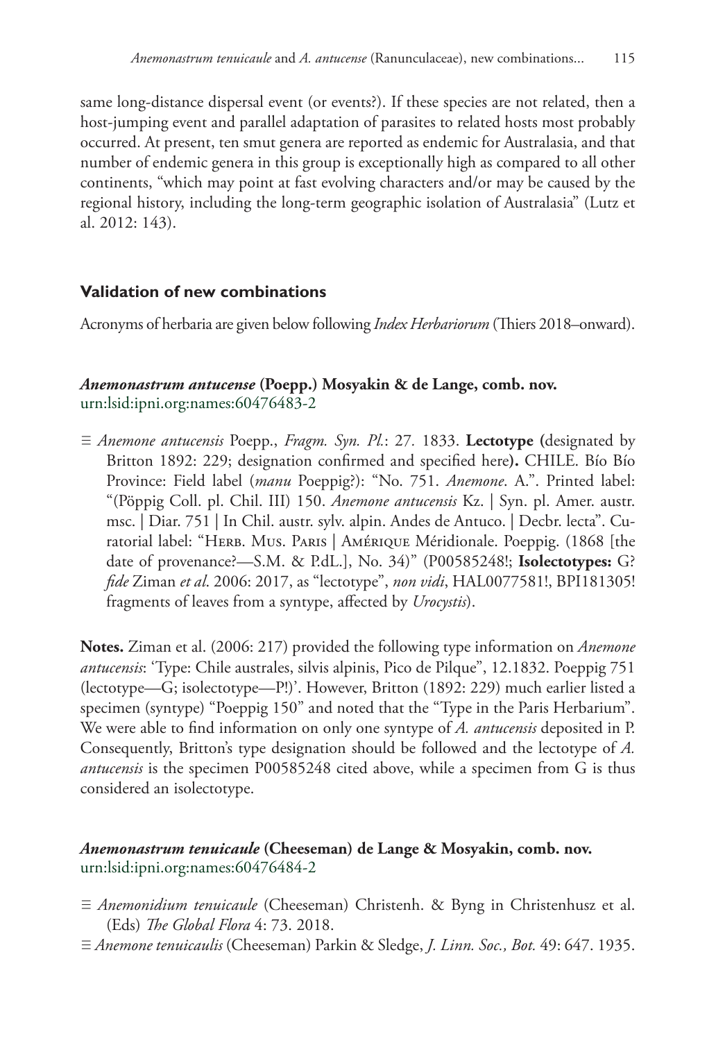same long-distance dispersal event (or events?). If these species are not related, then a host-jumping event and parallel adaptation of parasites to related hosts most probably occurred. At present, ten smut genera are reported as endemic for Australasia, and that number of endemic genera in this group is exceptionally high as compared to all other continents, "which may point at fast evolving characters and/or may be caused by the regional history, including the long-term geographic isolation of Australasia" (Lutz et al. 2012: 143).

## Validation of new combinations

Acronyms of herbaria are given below following *Index Herbariorum* (Thiers 2018–onward).

### *Anemonastrum antucense* (Poepp.) Mosyakin & de Lange, comb. nov.

urn:lsid:ipni.org:names:60476483-2

≡ *Anemone antucensis* Poepp., *Fragm. Syn. Pl.*: 27. 1833. **Lectotype (**designated by Britton 1892: 229; designation confirmed and specified here**).** CHILE. Bío Bío Province: Field label (*manu* Poeppig?): "No. 751. *Anemone*. A.". Printed label: "(Pöppig Coll. pl. Chil. III) 150. *Anemone antucensis* Kz. | Syn. pl. Amer. austr. msc. | Diar. 751 | In Chil. austr. sylv. alpin. Andes de Antuco. | Decbr. lecta". Curatorial label: "Herb. Mus. Paris | Amérique Méridionale. Poeppig. (1868 [the date of provenance?—S.M. & P.dL.], No. 34)" (P00585248!; **Isolectotypes:** G? *fide* Ziman *et al*. 2006: 2017, as "lectotype", *non vidi*, HAL0077581!, BPI181305! fragments of leaves from a syntype, affected by *Urocystis*).

**Notes.** Ziman et al. (2006: 217) provided the following type information on *Anemone antucensis*: 'Type: Chile australes, silvis alpinis, Pico de Pilque", 12.1832. Poeppig 751 (lectotype—G; isolectotype—P!)'. However, Britton (1892: 229) much earlier listed a specimen (syntype) "Poeppig 150" and noted that the "Type in the Paris Herbarium". We were able to find information on only one syntype of *A. antucensis* deposited in P. Consequently, Britton's type designation should be followed and the lectotype of *A. antucensis* is the specimen P00585248 cited above, while a specimen from G is thus considered an isolectotype.

### *Anemonastrum tenuicaule* (Cheeseman) de Lange & Mosyakin, comb. nov.

urn:lsid:ipni.org:names:60476484-2

≡ *Anemonidium tenuicaule* (Cheeseman) Christenh. & Byng in Christenhusz et al. (Eds) *The Global Flora* 4: 73. 2018.

≡ *Anemone tenuicaulis* (Cheeseman) Parkin & Sledge, *J. Linn. Soc., Bot.* 49: 647. 1935.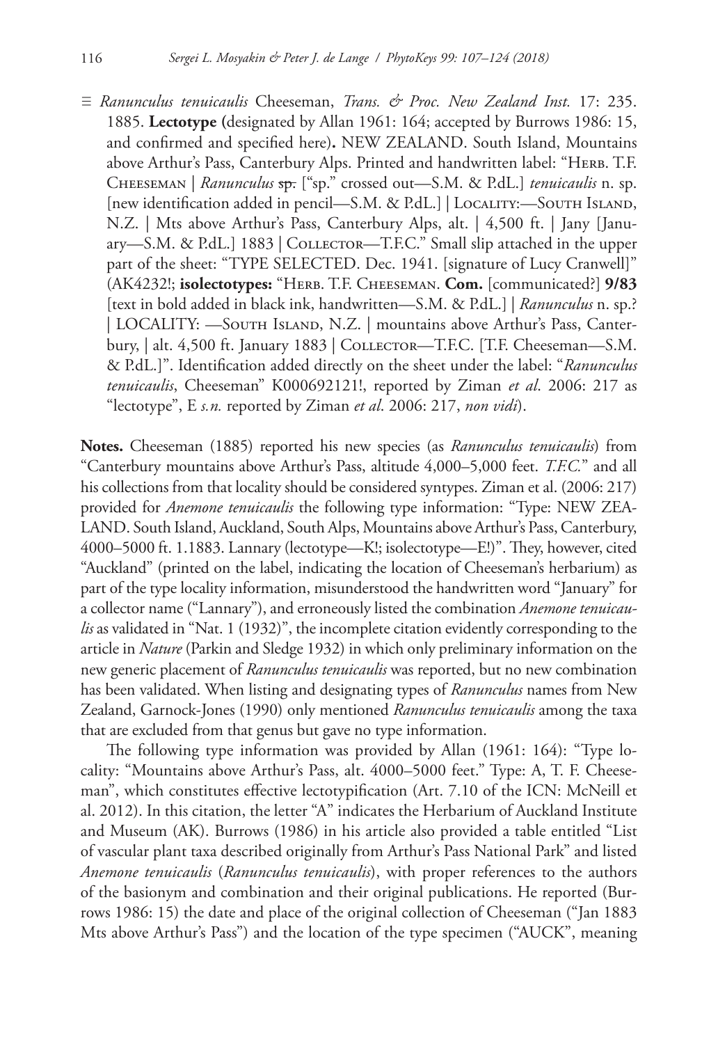≡ *Ranunculus tenuicaulis* Cheeseman, *Trans. & Proc. New Zealand Inst.* 17: 235. 1885. **Lectotype (**designated by Allan 1961: 164; accepted by Burrows 1986: 15, and confirmed and specified here**)**. NEW ZEALAND. South Island, Mountains above Arthur's Pass, Canterbury Alps. Printed and handwritten label: "Herb. T.F. Cheeseman | *Ranunculus* ~~sp.~~ ["sp." crossed out—S.M. & P.dL.] *tenuicaulis* n. sp. [new identification added in pencil—S.M. & P.dL.] | Locality:—South Island, N.Z. | Mts above Arthur's Pass, Canterbury Alps, alt. | 4,500 ft. | Jany [January—S.M. & P.dL.] 1883 | Collector—T.F.C." Small slip attached in the upper part of the sheet: "TYPE SELECTED. Dec. 1941. [signature of Lucy Cranwell]" (AK4232!; **isolectotypes:** "Herb. T.F. Cheeseman. **Com.** [communicated?] **9/83** [text in bold added in black ink, handwritten—S.M. & P.dL.] | *Ranunculus* n. sp.? | LOCALITY: —South Island, N.Z. | mountains above Arthur's Pass, Canterbury, | alt. 4,500 ft. January 1883 | Collector—T.F.C. [T.F. Cheeseman—S.M. & P.dL.]". Identification added directly on the sheet under the label: "*Ranunculus tenuicaulis*, Cheeseman" K000692121!, reported by Ziman *et al*. 2006: 217 as "lectotype", E *s.n.* reported by Ziman *et al*. 2006: 217, *non vidi*).

**Notes.** Cheeseman (1885) reported his new species (as *Ranunculus tenuicaulis*) from "Canterbury mountains above Arthur's Pass, altitude 4,000–5,000 feet. *T.F.C.*" and all his collections from that locality should be considered syntypes. Ziman et al. (2006: 217) provided for *Anemone tenuicaulis* the following type information: "Type: NEW ZEALAND. South Island, Auckland, South Alps, Mountains above Arthur's Pass, Canterbury, 4000–5000 ft. 1.1883. Lannary (lectotype—K!; isolectotype—E!)". They, however, cited "Auckland" (printed on the label, indicating the location of Cheeseman's herbarium) as part of the type locality information, misunderstood the handwritten word "January" for a collector name ("Lannary"), and erroneously listed the combination *Anemone tenuicaulis* as validated in "Nat. 1 (1932)", the incomplete citation evidently corresponding to the article in *Nature* (Parkin and Sledge 1932) in which only preliminary information on the new generic placement of *Ranunculus tenuicaulis* was reported, but no new combination has been validated. When listing and designating types of *Ranunculus* names from New Zealand, Garnock-Jones (1990) only mentioned *Ranunculus tenuicaulis* among the taxa that are excluded from that genus but gave no type information.

The following type information was provided by Allan (1961: 164): "Type locality: "Mountains above Arthur's Pass, alt. 4000–5000 feet." Type: A, T. F. Cheeseman", which constitutes effective lectotypification (Art. 7.10 of the ICN: McNeill et al. 2012). In this citation, the letter "A" indicates the Herbarium of Auckland Institute and Museum (AK). Burrows (1986) in his article also provided a table entitled "List of vascular plant taxa described originally from Arthur's Pass National Park" and listed *Anemone tenuicaulis* (*Ranunculus tenuicaulis*), with proper references to the authors of the basionym and combination and their original publications. He reported (Burrows 1986: 15) the date and place of the original collection of Cheeseman ("Jan 1883 Mts above Arthur's Pass") and the location of the type specimen ("AUCK", meaning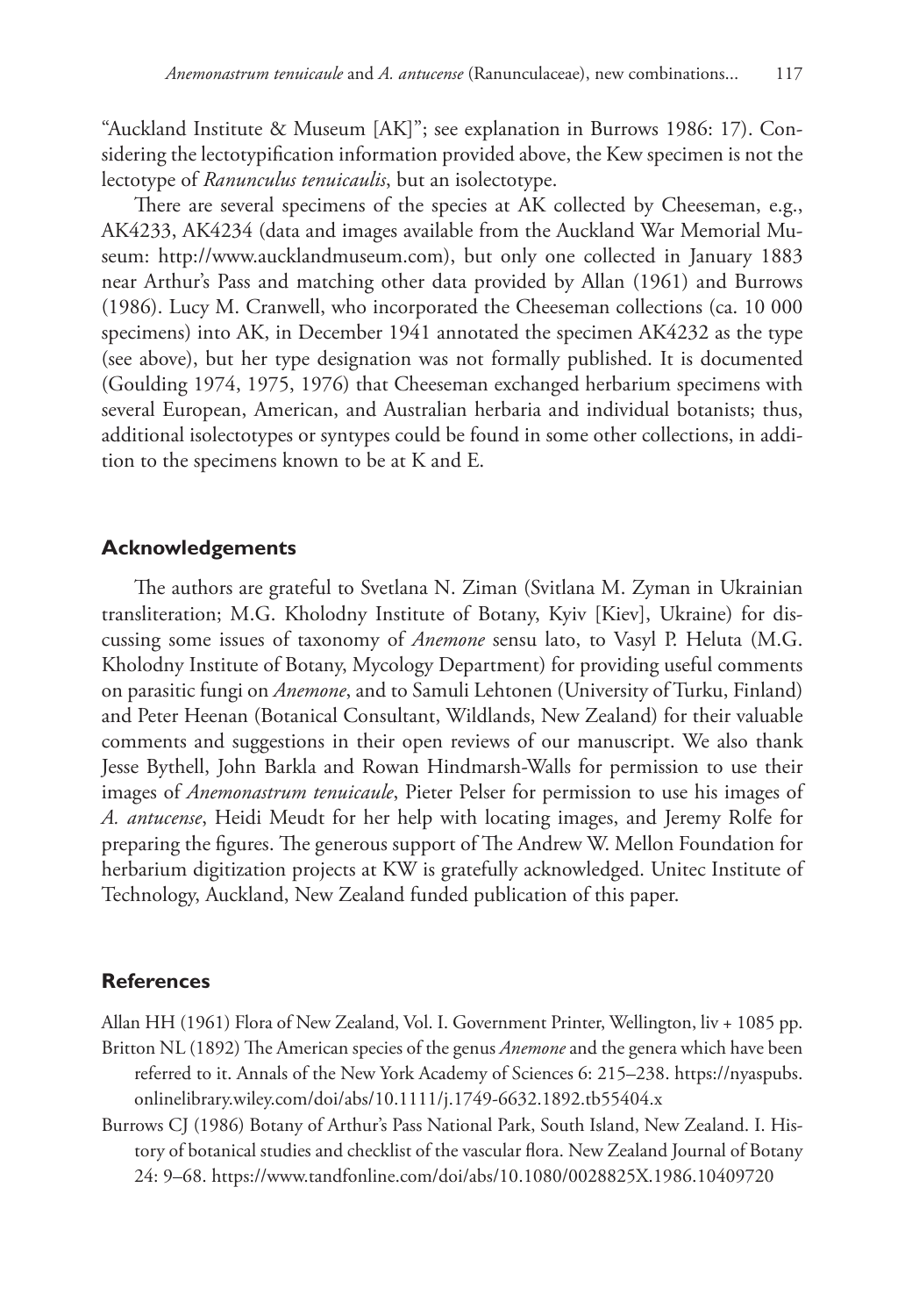"Auckland Institute & Museum [AK]"; see explanation in Burrows 1986: 17). Considering the lectotypification information provided above, the Kew specimen is not the lectotype of *Ranunculus tenuicaulis*, but an isolectotype.

There are several specimens of the species at AK collected by Cheeseman, e.g., AK4233, AK4234 (data and images available from the Auckland War Memorial Museum: http://www.aucklandmuseum.com), but only one collected in January 1883 near Arthur's Pass and matching other data provided by Allan (1961) and Burrows (1986). Lucy M. Cranwell, who incorporated the Cheeseman collections (ca. 10 000 specimens) into AK, in December 1941 annotated the specimen AK4232 as the type (see above), but her type designation was not formally published. It is documented (Goulding 1974, 1975, 1976) that Cheeseman exchanged herbarium specimens with several European, American, and Australian herbaria and individual botanists; thus, additional isolectotypes or syntypes could be found in some other collections, in addition to the specimens known to be at K and E.

## Acknowledgements

The authors are grateful to Svetlana N. Ziman (Svitlana M. Zyman in Ukrainian transliteration; M.G. Kholodny Institute of Botany, Kyiv [Kiev], Ukraine) for discussing some issues of taxonomy of *Anemone* sensu lato, to Vasyl P. Heluta (M.G. Kholodny Institute of Botany, Mycology Department) for providing useful comments on parasitic fungi on *Anemone*, and to Samuli Lehtonen (University of Turku, Finland) and Peter Heenan (Botanical Consultant, Wildlands, New Zealand) for their valuable comments and suggestions in their open reviews of our manuscript. We also thank Jesse Bythell, John Barkla and Rowan Hindmarsh-Walls for permission to use their images of *Anemonastrum tenuicaule*, Pieter Pelser for permission to use his images of *A. antucense*, Heidi Meudt for her help with locating images, and Jeremy Rolfe for preparing the figures. The generous support of The Andrew W. Mellon Foundation for herbarium digitization projects at KW is gratefully acknowledged. Unitec Institute of Technology, Auckland, New Zealand funded publication of this paper.

## References

Allan HH (1961) Flora of New Zealand, Vol. I. Government Printer, Wellington, liv + 1085 pp.

Britton NL (1892) The American species of the genus *Anemone* and the genera which have been referred to it. Annals of the New York Academy of Sciences 6: 215–238. https://nyaspubs.onlinelibrary.wiley.com/doi/abs/10.1111/j.1749-6632.1892.tb55404.x

Burrows CJ (1986) Botany of Arthur's Pass National Park, South Island, New Zealand. I. History of botanical studies and checklist of the vascular flora. New Zealand Journal of Botany 24: 9–68. https://www.tandfonline.com/doi/abs/10.1080/0028825X.1986.10409720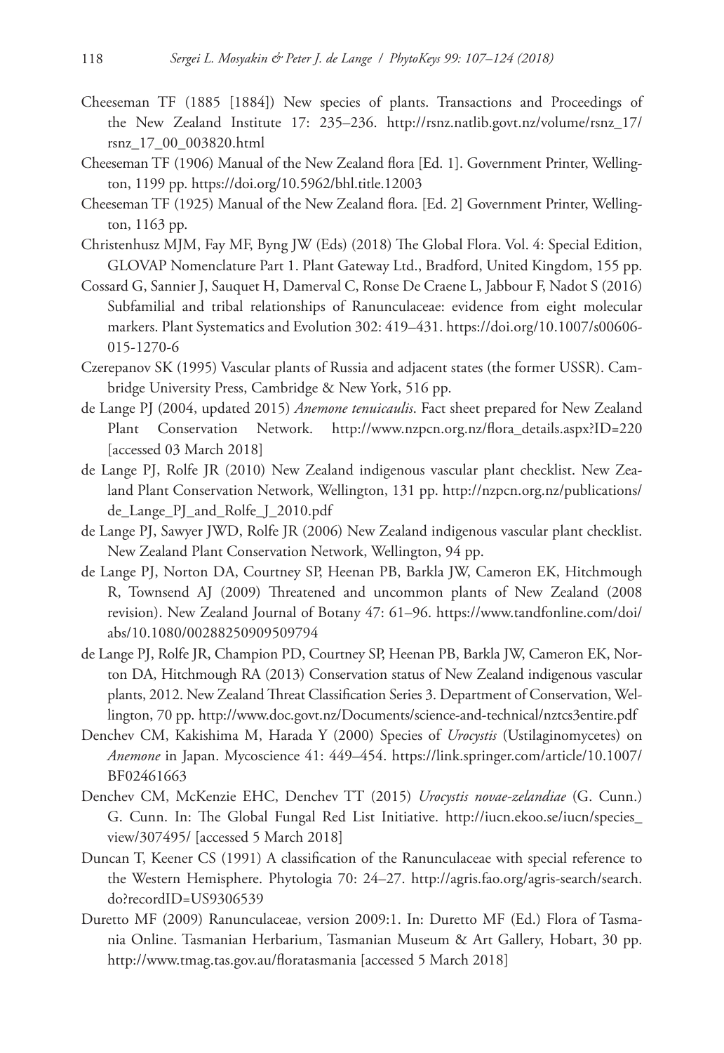Cheeseman TF (1885 [1884]) New species of plants. Transactions and Proceedings of the New Zealand Institute 17: 235–236. http://rsnz.natlib.govt.nz/volume/rsnz_17/rsnz_17_00_003820.html

Cheeseman TF (1906) Manual of the New Zealand flora [Ed. 1]. Government Printer, Wellington, 1199 pp. https://doi.org/10.5962/bhl.title.12003

Cheeseman TF (1925) Manual of the New Zealand flora. [Ed. 2] Government Printer, Wellington, 1163 pp.

Christenhusz MJM, Fay MF, Byng JW (Eds) (2018) The Global Flora. Vol. 4: Special Edition, GLOVAP Nomenclature Part 1. Plant Gateway Ltd., Bradford, United Kingdom, 155 pp.

Cossard G, Sannier J, Sauquet H, Damerval C, Ronse De Craene L, Jabbour F, Nadot S (2016) Subfamilial and tribal relationships of Ranunculaceae: evidence from eight molecular markers. Plant Systematics and Evolution 302: 419–431. https://doi.org/10.1007/s00606-015-1270-6

Czerepanov SK (1995) Vascular plants of Russia and adjacent states (the former USSR). Cambridge University Press, Cambridge & New York, 516 pp.

de Lange PJ (2004, updated 2015) *Anemone tenuicaulis*. Fact sheet prepared for New Zealand Plant Conservation Network. http://www.nzpcn.org.nz/flora_details.aspx?ID=220 [accessed 03 March 2018]

de Lange PJ, Rolfe JR (2010) New Zealand indigenous vascular plant checklist. New Zealand Plant Conservation Network, Wellington, 131 pp. http://nzpcn.org.nz/publications/de_Lange_PJ_and_Rolfe_J_2010.pdf

de Lange PJ, Sawyer JWD, Rolfe JR (2006) New Zealand indigenous vascular plant checklist. New Zealand Plant Conservation Network, Wellington, 94 pp.

de Lange PJ, Norton DA, Courtney SP, Heenan PB, Barkla JW, Cameron EK, Hitchmough R, Townsend AJ (2009) Threatened and uncommon plants of New Zealand (2008 revision). New Zealand Journal of Botany 47: 61–96. https://www.tandfonline.com/doi/abs/10.1080/00288250909509794

de Lange PJ, Rolfe JR, Champion PD, Courtney SP, Heenan PB, Barkla JW, Cameron EK, Norton DA, Hitchmough RA (2013) Conservation status of New Zealand indigenous vascular plants, 2012. New Zealand Threat Classification Series 3. Department of Conservation, Wellington, 70 pp. http://www.doc.govt.nz/Documents/science-and-technical/nztcs3entire.pdf

Denchev CM, Kakishima M, Harada Y (2000) Species of *Urocystis* (Ustilaginomycetes) on *Anemone* in Japan. Mycoscience 41: 449–454. https://link.springer.com/article/10.1007/BF02461663

Denchev CM, McKenzie EHC, Denchev TT (2015) *Urocystis novae-zelandiae* (G. Cunn.) G. Cunn. In: The Global Fungal Red List Initiative. http://iucn.ekoo.se/iucn/species_view/307495/ [accessed 5 March 2018]

Duncan T, Keener CS (1991) A classification of the Ranunculaceae with special reference to the Western Hemisphere. Phytologia 70: 24–27. http://agris.fao.org/agris-search/search.do?recordID=US9306539

Duretto MF (2009) Ranunculaceae, version 2009:1. In: Duretto MF (Ed.) Flora of Tasmania Online. Tasmanian Herbarium, Tasmanian Museum & Art Gallery, Hobart, 30 pp. http://www.tmag.tas.gov.au/floratasmania [accessed 5 March 2018]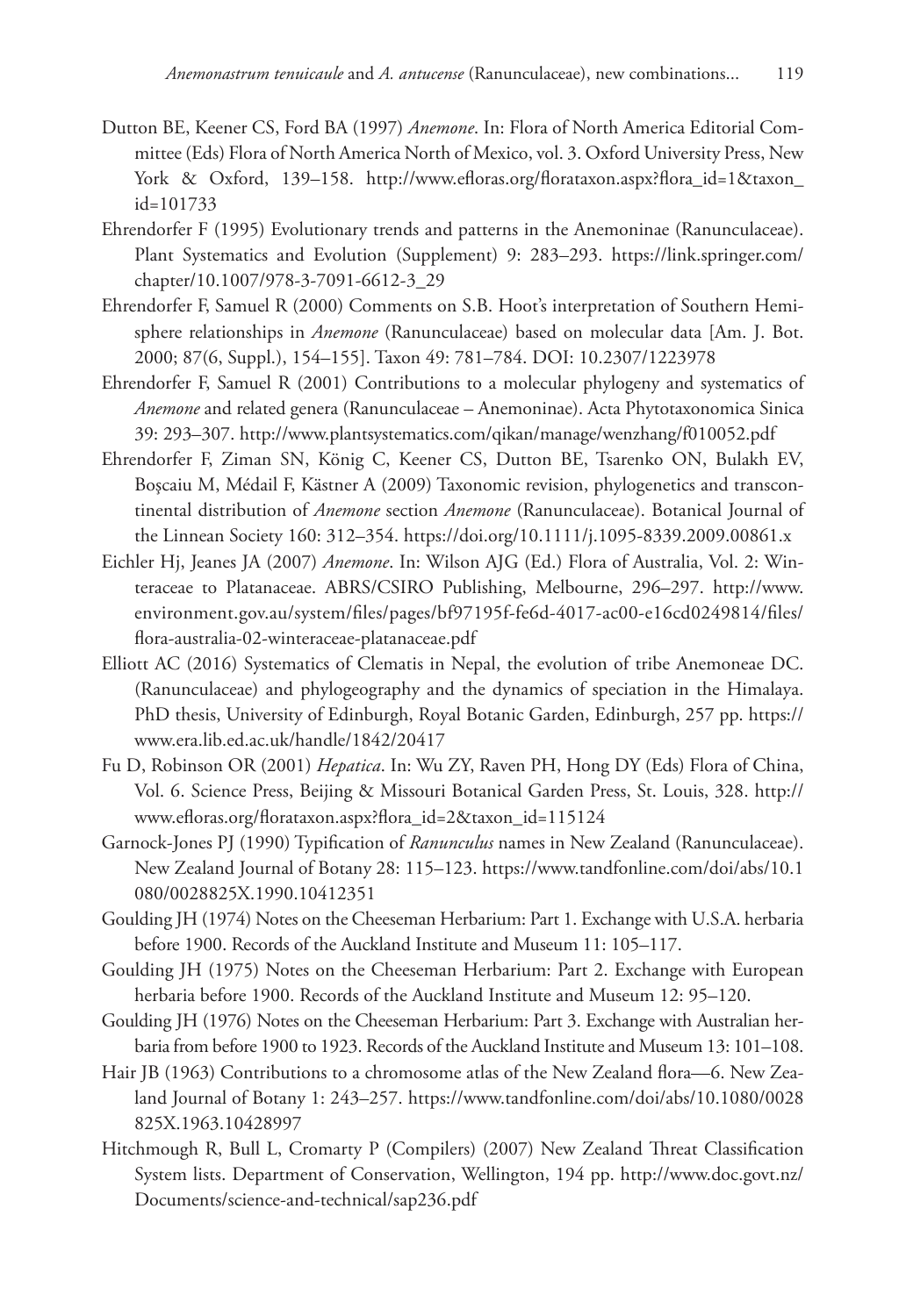Dutton BE, Keener CS, Ford BA (1997) *Anemone*. In: Flora of North America Editorial Committee (Eds) Flora of North America North of Mexico, vol. 3. Oxford University Press, New York & Oxford, 139–158. http://www.efloras.org/florataxon.aspx?flora_id=1&taxon_id=101733

Ehrendorfer F (1995) Evolutionary trends and patterns in the Anemoninae (Ranunculaceae). Plant Systematics and Evolution (Supplement) 9: 283–293. https://link.springer.com/chapter/10.1007/978-3-7091-6612-3_29

Ehrendorfer F, Samuel R (2000) Comments on S.B. Hoot's interpretation of Southern Hemisphere relationships in *Anemone* (Ranunculaceae) based on molecular data [Am. J. Bot. 2000; 87(6, Suppl.), 154–155]. Taxon 49: 781–784. DOI: 10.2307/1223978

Ehrendorfer F, Samuel R (2001) Contributions to a molecular phylogeny and systematics of *Anemone* and related genera (Ranunculaceae – Anemoninae). Acta Phytotaxonomica Sinica 39: 293–307. http://www.plantsystematics.com/qikan/manage/wenzhang/f010052.pdf

Ehrendorfer F, Ziman SN, König C, Keener CS, Dutton BE, Tsarenko ON, Bulakh EV, Boşcaiu M, Médail F, Kästner A (2009) Taxonomic revision, phylogenetics and transcontinental distribution of *Anemone* section *Anemone* (Ranunculaceae). Botanical Journal of the Linnean Society 160: 312–354. https://doi.org/10.1111/j.1095-8339.2009.00861.x

Eichler Hj, Jeanes JA (2007) *Anemone*. In: Wilson AJG (Ed.) Flora of Australia, Vol. 2: Winteraceae to Platanaceae. ABRS/CSIRO Publishing, Melbourne, 296–297. http://www.environment.gov.au/system/files/pages/bf97195f-fe6d-4017-ac00-e16cd0249814/files/flora-australia-02-winteraceae-platanaceae.pdf

Elliott AC (2016) Systematics of Clematis in Nepal, the evolution of tribe Anemoneae DC. (Ranunculaceae) and phylogeography and the dynamics of speciation in the Himalaya. PhD thesis, University of Edinburgh, Royal Botanic Garden, Edinburgh, 257 pp. https://www.era.lib.ed.ac.uk/handle/1842/20417

Fu D, Robinson OR (2001) *Hepatica*. In: Wu ZY, Raven PH, Hong DY (Eds) Flora of China, Vol. 6. Science Press, Beijing & Missouri Botanical Garden Press, St. Louis, 328. http://www.efloras.org/florataxon.aspx?flora_id=2&taxon_id=115124

Garnock-Jones PJ (1990) Typification of *Ranunculus* names in New Zealand (Ranunculaceae). New Zealand Journal of Botany 28: 115–123. https://www.tandfonline.com/doi/abs/10.1080/0028825X.1990.10412351

Goulding JH (1974) Notes on the Cheeseman Herbarium: Part 1. Exchange with U.S.A. herbaria before 1900. Records of the Auckland Institute and Museum 11: 105–117.

Goulding JH (1975) Notes on the Cheeseman Herbarium: Part 2. Exchange with European herbaria before 1900. Records of the Auckland Institute and Museum 12: 95–120.

Goulding JH (1976) Notes on the Cheeseman Herbarium: Part 3. Exchange with Australian herbaria from before 1900 to 1923. Records of the Auckland Institute and Museum 13: 101–108.

Hair JB (1963) Contributions to a chromosome atlas of the New Zealand flora—6. New Zealand Journal of Botany 1: 243–257. https://www.tandfonline.com/doi/abs/10.1080/0028825X.1963.10428997

Hitchmough R, Bull L, Cromarty P (Compilers) (2007) New Zealand Threat Classification System lists. Department of Conservation, Wellington, 194 pp. http://www.doc.govt.nz/Documents/science-and-technical/sap236.pdf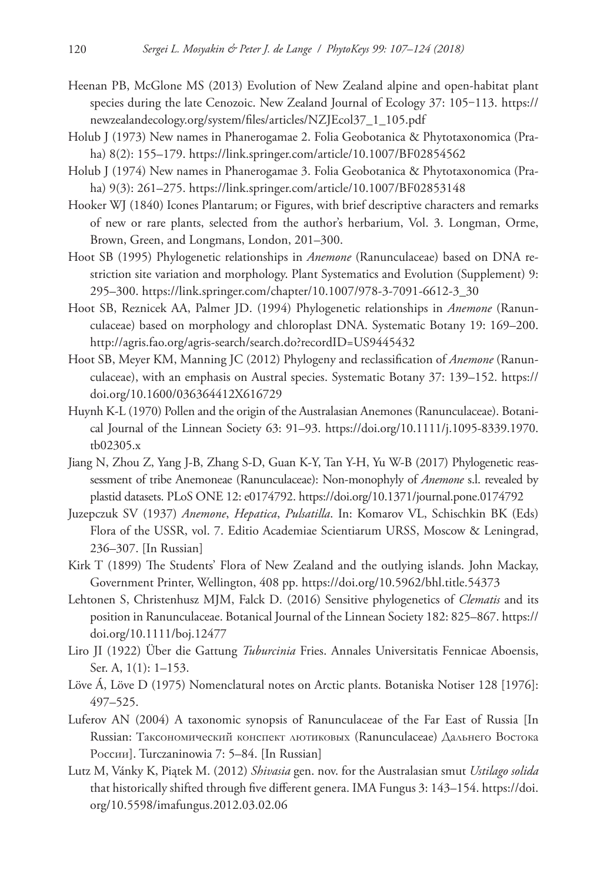Heenan PB, McGlone MS (2013) Evolution of New Zealand alpine and open-habitat plant species during the late Cenozoic. New Zealand Journal of Ecology 37: 105−113. https://newzealandecology.org/system/files/articles/NZJEcol37_1_105.pdf

Holub J (1973) New names in Phanerogamae 2. Folia Geobotanica & Phytotaxonomica (Praha) 8(2): 155–179. https://link.springer.com/article/10.1007/BF02854562

Holub J (1974) New names in Phanerogamae 3. Folia Geobotanica & Phytotaxonomica (Praha) 9(3): 261–275. https://link.springer.com/article/10.1007/BF02853148

Hooker WJ (1840) Icones Plantarum; or Figures, with brief descriptive characters and remarks of new or rare plants, selected from the author's herbarium, Vol. 3. Longman, Orme, Brown, Green, and Longmans, London, 201–300.

Hoot SB (1995) Phylogenetic relationships in *Anemone* (Ranunculaceae) based on DNA restriction site variation and morphology. Plant Systematics and Evolution (Supplement) 9: 295–300. https://link.springer.com/chapter/10.1007/978-3-7091-6612-3_30

Hoot SB, Reznicek AA, Palmer JD. (1994) Phylogenetic relationships in *Anemone* (Ranunculaceae) based on morphology and chloroplast DNA. Systematic Botany 19: 169–200. http://agris.fao.org/agris-search/search.do?recordID=US9445432

Hoot SB, Meyer KM, Manning JC (2012) Phylogeny and reclassification of *Anemone* (Ranunculaceae), with an emphasis on Austral species. Systematic Botany 37: 139–152. https://doi.org/10.1600/036364412X616729

Huynh K-L (1970) Pollen and the origin of the Australasian Anemones (Ranunculaceae). Botanical Journal of the Linnean Society 63: 91–93. https://doi.org/10.1111/j.1095-8339.1970.tb02305.x

Jiang N, Zhou Z, Yang J-B, Zhang S-D, Guan K-Y, Tan Y-H, Yu W-B (2017) Phylogenetic reassessment of tribe Anemoneae (Ranunculaceae): Non-monophyly of *Anemone* s.l. revealed by plastid datasets. PLoS ONE 12: e0174792. https://doi.org/10.1371/journal.pone.0174792

Juzepczuk SV (1937) *Anemone*, *Hepatica*, *Pulsatilla*. In: Komarov VL, Schischkin BK (Eds) Flora of the USSR, vol. 7. Editio Academiae Scientiarum URSS, Moscow & Leningrad, 236–307. [In Russian]

Kirk T (1899) The Students' Flora of New Zealand and the outlying islands. John Mackay, Government Printer, Wellington, 408 pp. https://doi.org/10.5962/bhl.title.54373

Lehtonen S, Christenhusz MJM, Falck D. (2016) Sensitive phylogenetics of *Clematis* and its position in Ranunculaceae. Botanical Journal of the Linnean Society 182: 825–867. https://doi.org/10.1111/boj.12477

Liro JI (1922) Über die Gattung *Tuburcinia* Fries. Annales Universitatis Fennicae Aboensis, Ser. A, 1(1): 1–153.

Löve Á, Löve D (1975) Nomenclatural notes on Arctic plants. Botaniska Notiser 128 [1976]: 497–525.

Luferov AN (2004) A taxonomic synopsis of Ranunculaceae of the Far East of Russia [In Russian: Таксономический конспект лютиковых (Ranunculaceae) Дальнего Востока России]. Turczaninowia 7: 5–84. [In Russian]

Lutz M, Vánky K, Piątek M. (2012) *Shivasia* gen. nov. for the Australasian smut *Ustilago solida* that historically shifted through five different genera. IMA Fungus 3: 143–154. https://doi.org/10.5598/imafungus.2012.03.02.06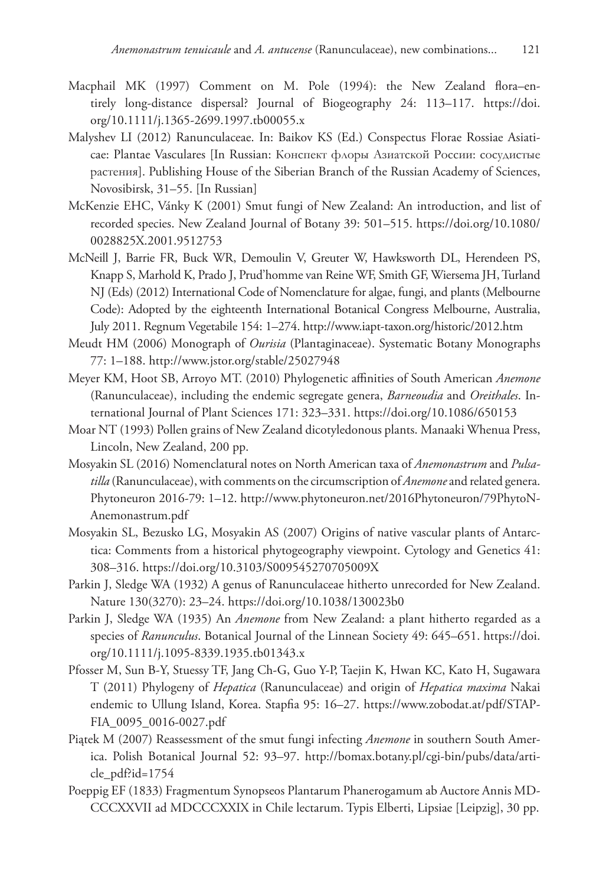Macphail MK (1997) Comment on M. Pole (1994): the New Zealand flora–entirely long-distance dispersal? Journal of Biogeography 24: 113–117. https://doi.org/10.1111/j.1365-2699.1997.tb00055.x

Malyshev LI (2012) Ranunculaceae. In: Baikov KS (Ed.) Conspectus Florae Rossiae Asiaticae: Plantae Vasculares [In Russian: Конспект флоры Азиатской России: сосудистые растения]. Publishing House of the Siberian Branch of the Russian Academy of Sciences, Novosibirsk, 31–55. [In Russian]

McKenzie EHC, Vánky K (2001) Smut fungi of New Zealand: An introduction, and list of recorded species. New Zealand Journal of Botany 39: 501–515. https://doi.org/10.1080/0028825X.2001.9512753

McNeill J, Barrie FR, Buck WR, Demoulin V, Greuter W, Hawksworth DL, Herendeen PS, Knapp S, Marhold K, Prado J, Prud'homme van Reine WF, Smith GF, Wiersema JH, Turland NJ (Eds) (2012) International Code of Nomenclature for algae, fungi, and plants (Melbourne Code): Adopted by the eighteenth International Botanical Congress Melbourne, Australia, July 2011. Regnum Vegetabile 154: 1–274. http://www.iapt-taxon.org/historic/2012.htm

Meudt HM (2006) Monograph of *Ourisia* (Plantaginaceae). Systematic Botany Monographs 77: 1–188. http://www.jstor.org/stable/25027948

Meyer KM, Hoot SB, Arroyo MT. (2010) Phylogenetic affinities of South American *Anemone* (Ranunculaceae), including the endemic segregate genera, *Barneoudia* and *Oreithales*. International Journal of Plant Sciences 171: 323–331. https://doi.org/10.1086/650153

Moar NT (1993) Pollen grains of New Zealand dicotyledonous plants. Manaaki Whenua Press, Lincoln, New Zealand, 200 pp.

Mosyakin SL (2016) Nomenclatural notes on North American taxa of *Anemonastrum* and *Pulsatilla* (Ranunculaceae), with comments on the circumscription of *Anemone* and related genera. Phytoneuron 2016-79: 1–12. http://www.phytoneuron.net/2016Phytoneuron/79PhytoN-Anemonastrum.pdf

Mosyakin SL, Bezusko LG, Mosyakin AS (2007) Origins of native vascular plants of Antarctica: Comments from a historical phytogeography viewpoint. Cytology and Genetics 41: 308–316. https://doi.org/10.3103/S009545270705009X

Parkin J, Sledge WA (1932) A genus of Ranunculaceae hitherto unrecorded for New Zealand. Nature 130(3270): 23–24. https://doi.org/10.1038/130023b0

Parkin J, Sledge WA (1935) An *Anemone* from New Zealand: a plant hitherto regarded as a species of *Ranunculus*. Botanical Journal of the Linnean Society 49: 645–651. https://doi.org/10.1111/j.1095-8339.1935.tb01343.x

Pfosser M, Sun B-Y, Stuessy TF, Jang Ch-G, Guo Y-P, Taejin K, Hwan KC, Kato H, Sugawara T (2011) Phylogeny of *Hepatica* (Ranunculaceae) and origin of *Hepatica maxima* Nakai endemic to Ullung Island, Korea. Stapfia 95: 16–27. https://www.zobodat.at/pdf/STAPFIA_0095_0016-0027.pdf

Piątek M (2007) Reassessment of the smut fungi infecting *Anemone* in southern South America. Polish Botanical Journal 52: 93–97. http://bomax.botany.pl/cgi-bin/pubs/data/article_pdf?id=1754

Poeppig EF (1833) Fragmentum Synopseos Plantarum Phanerogamum ab Auctore Annis MDCCCXXVII ad MDCCCXXIX in Chile lectarum. Typis Elberti, Lipsiae [Leipzig], 30 pp.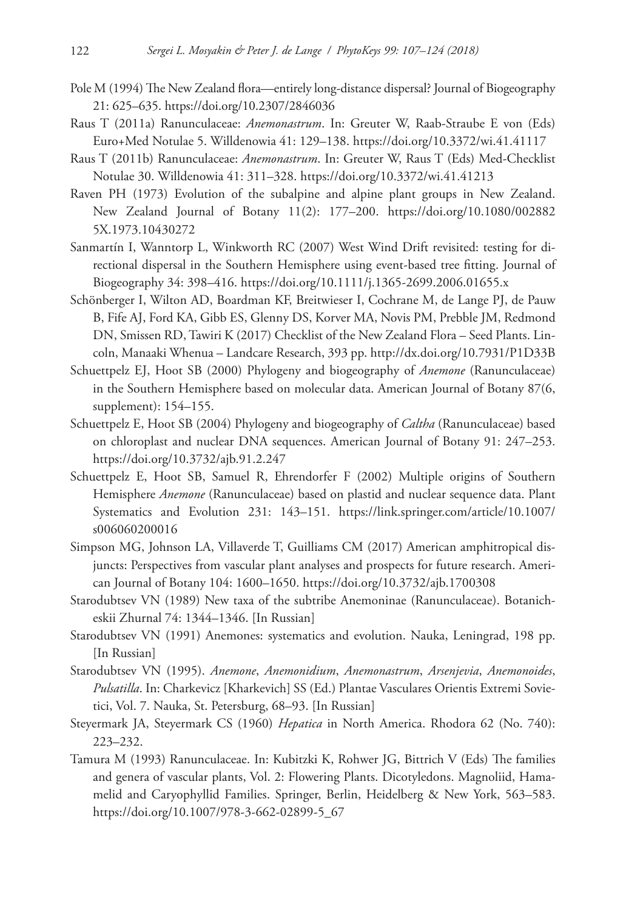Pole M (1994) The New Zealand flora—entirely long-distance dispersal? Journal of Biogeography 21: 625–635. https://doi.org/10.2307/2846036

Raus T (2011a) Ranunculaceae: *Anemonastrum*. In: Greuter W, Raab-Straube E von (Eds) Euro+Med Notulae 5. Willdenowia 41: 129–138. https://doi.org/10.3372/wi.41.41117

Raus T (2011b) Ranunculaceae: *Anemonastrum*. In: Greuter W, Raus T (Eds) Med-Checklist Notulae 30. Willdenowia 41: 311–328. https://doi.org/10.3372/wi.41.41213

Raven PH (1973) Evolution of the subalpine and alpine plant groups in New Zealand. New Zealand Journal of Botany 11(2): 177–200. https://doi.org/10.1080/0028825X.1973.10430272

Sanmartín I, Wanntorp L, Winkworth RC (2007) West Wind Drift revisited: testing for directional dispersal in the Southern Hemisphere using event-based tree fitting. Journal of Biogeography 34: 398–416. https://doi.org/10.1111/j.1365-2699.2006.01655.x

Schönberger I, Wilton AD, Boardman KF, Breitwieser I, Cochrane M, de Lange PJ, de Pauw B, Fife AJ, Ford KA, Gibb ES, Glenny DS, Korver MA, Novis PM, Prebble JM, Redmond DN, Smissen RD, Tawiri K (2017) Checklist of the New Zealand Flora – Seed Plants. Lincoln, Manaaki Whenua – Landcare Research, 393 pp. http://dx.doi.org/10.7931/P1D33B

Schuettpelz EJ, Hoot SB (2000) Phylogeny and biogeography of *Anemone* (Ranunculaceae) in the Southern Hemisphere based on molecular data. American Journal of Botany 87(6, supplement): 154–155.

Schuettpelz E, Hoot SB (2004) Phylogeny and biogeography of *Caltha* (Ranunculaceae) based on chloroplast and nuclear DNA sequences. American Journal of Botany 91: 247–253. https://doi.org/10.3732/ajb.91.2.247

Schuettpelz E, Hoot SB, Samuel R, Ehrendorfer F (2002) Multiple origins of Southern Hemisphere *Anemone* (Ranunculaceae) based on plastid and nuclear sequence data. Plant Systematics and Evolution 231: 143–151. https://link.springer.com/article/10.1007/s006060200016

Simpson MG, Johnson LA, Villaverde T, Guilliams CM (2017) American amphitropical disjuncts: Perspectives from vascular plant analyses and prospects for future research. American Journal of Botany 104: 1600–1650. https://doi.org/10.3732/ajb.1700308

Starodubtsev VN (1989) New taxa of the subtribe Anemoninae (Ranunculaceae). Botanicheskii Zhurnal 74: 1344–1346. [In Russian]

Starodubtsev VN (1991) Anemones: systematics and evolution. Nauka, Leningrad, 198 pp. [In Russian]

Starodubtsev VN (1995). *Anemone*, *Anemonidium*, *Anemonastrum*, *Arsenjevia*, *Anemonoides*, *Pulsatilla*. In: Charkevicz [Kharkevich] SS (Ed.) Plantae Vasculares Orientis Extremi Sovietici, Vol. 7. Nauka, St. Petersburg, 68–93. [In Russian]

Steyermark JA, Steyermark CS (1960) *Hepatica* in North America. Rhodora 62 (No. 740): 223–232.

Tamura M (1993) Ranunculaceae. In: Kubitzki K, Rohwer JG, Bittrich V (Eds) The families and genera of vascular plants, Vol. 2: Flowering Plants. Dicotyledons. Magnoliid, Hamamelid and Caryophyllid Families. Springer, Berlin, Heidelberg & New York, 563–583. https://doi.org/10.1007/978-3-662-02899-5_67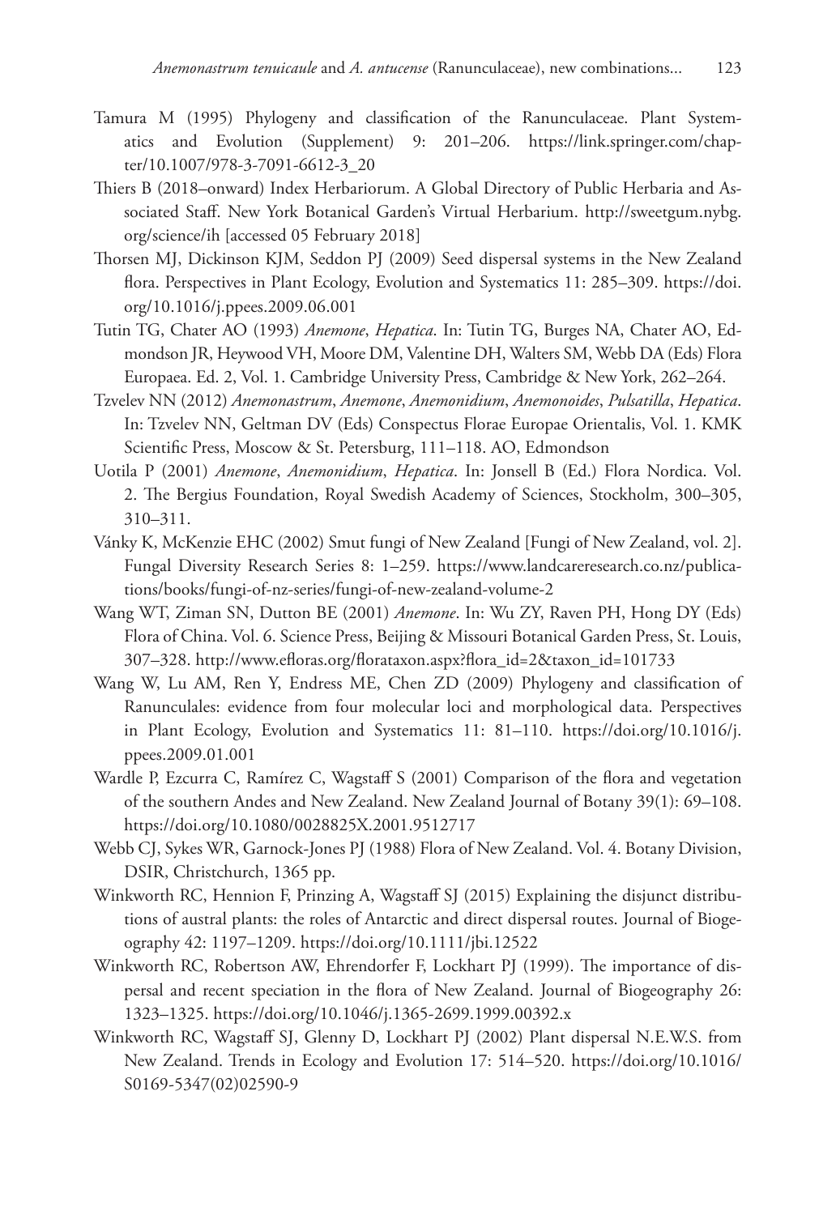Tamura M (1995) Phylogeny and classification of the Ranunculaceae. Plant Systematics and Evolution (Supplement) 9: 201–206. https://link.springer.com/chapter/10.1007/978-3-7091-6612-3_20

Thiers B (2018–onward) Index Herbariorum. A Global Directory of Public Herbaria and Associated Staff. New York Botanical Garden's Virtual Herbarium. http://sweetgum.nybg.org/science/ih [accessed 05 February 2018]

Thorsen MJ, Dickinson KJM, Seddon PJ (2009) Seed dispersal systems in the New Zealand flora. Perspectives in Plant Ecology, Evolution and Systematics 11: 285–309. https://doi.org/10.1016/j.ppees.2009.06.001

Tutin TG, Chater AO (1993) *Anemone*, *Hepatica*. In: Tutin TG, Burges NA, Chater AO, Edmondson JR, Heywood VH, Moore DM, Valentine DH, Walters SM, Webb DA (Eds) Flora Europaea. Ed. 2, Vol. 1. Cambridge University Press, Cambridge & New York, 262–264.

Tzvelev NN (2012) *Anemonastrum*, *Anemone*, *Anemonidium*, *Anemonoides*, *Pulsatilla*, *Hepatica*. In: Tzvelev NN, Geltman DV (Eds) Conspectus Florae Europae Orientalis, Vol. 1. KMK Scientific Press, Moscow & St. Petersburg, 111–118. AO, Edmondson

Uotila P (2001) *Anemone*, *Anemonidium*, *Hepatica*. In: Jonsell B (Ed.) Flora Nordica. Vol. 2. The Bergius Foundation, Royal Swedish Academy of Sciences, Stockholm, 300–305, 310–311.

Vánky K, McKenzie EHC (2002) Smut fungi of New Zealand [Fungi of New Zealand, vol. 2]. Fungal Diversity Research Series 8: 1–259. https://www.landcareresearch.co.nz/publications/books/fungi-of-nz-series/fungi-of-new-zealand-volume-2

Wang WT, Ziman SN, Dutton BE (2001) *Anemone*. In: Wu ZY, Raven PH, Hong DY (Eds) Flora of China. Vol. 6. Science Press, Beijing & Missouri Botanical Garden Press, St. Louis, 307–328. http://www.efloras.org/florataxon.aspx?flora_id=2&taxon_id=101733

Wang W, Lu AM, Ren Y, Endress ME, Chen ZD (2009) Phylogeny and classification of Ranunculales: evidence from four molecular loci and morphological data. Perspectives in Plant Ecology, Evolution and Systematics 11: 81–110. https://doi.org/10.1016/j.ppees.2009.01.001

Wardle P, Ezcurra C, Ramírez C, Wagstaff S (2001) Comparison of the flora and vegetation of the southern Andes and New Zealand. New Zealand Journal of Botany 39(1): 69–108. https://doi.org/10.1080/0028825X.2001.9512717

Webb CJ, Sykes WR, Garnock-Jones PJ (1988) Flora of New Zealand. Vol. 4. Botany Division, DSIR, Christchurch, 1365 pp.

Winkworth RC, Hennion F, Prinzing A, Wagstaff SJ (2015) Explaining the disjunct distributions of austral plants: the roles of Antarctic and direct dispersal routes. Journal of Biogeography 42: 1197–1209. https://doi.org/10.1111/jbi.12522

Winkworth RC, Robertson AW, Ehrendorfer F, Lockhart PJ (1999). The importance of dispersal and recent speciation in the flora of New Zealand. Journal of Biogeography 26: 1323–1325. https://doi.org/10.1046/j.1365-2699.1999.00392.x

Winkworth RC, Wagstaff SJ, Glenny D, Lockhart PJ (2002) Plant dispersal N.E.W.S. from New Zealand. Trends in Ecology and Evolution 17: 514–520. https://doi.org/10.1016/S0169-5347(02)02590-9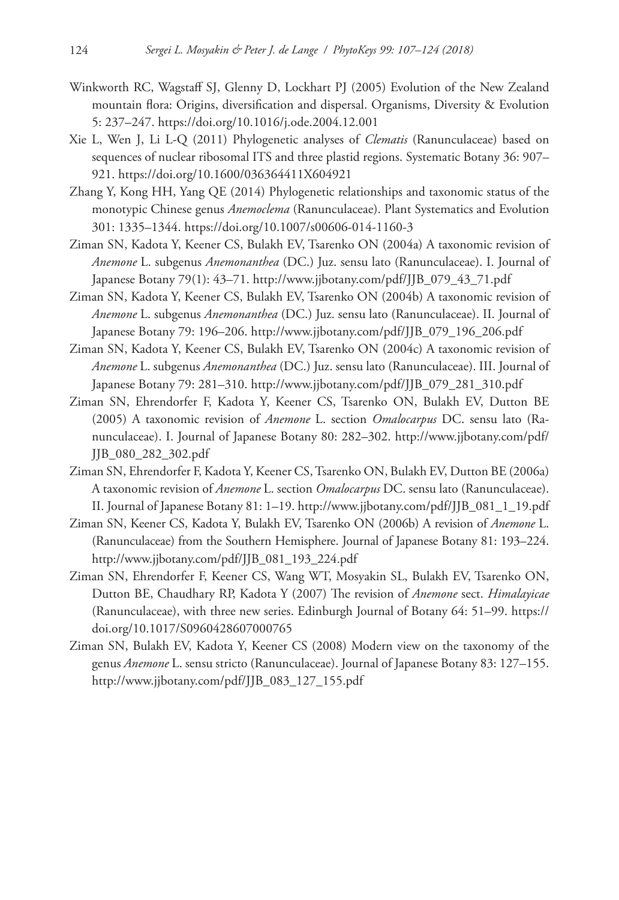Winkworth RC, Wagstaff SJ, Glenny D, Lockhart PJ (2005) Evolution of the New Zealand mountain flora: Origins, diversification and dispersal. Organisms, Diversity & Evolution 5: 237–247. https://doi.org/10.1016/j.ode.2004.12.001

Xie L, Wen J, Li L-Q (2011) Phylogenetic analyses of *Clematis* (Ranunculaceae) based on sequences of nuclear ribosomal ITS and three plastid regions. Systematic Botany 36: 907–921. https://doi.org/10.1600/036364411X604921

Zhang Y, Kong HH, Yang QE (2014) Phylogenetic relationships and taxonomic status of the monotypic Chinese genus *Anemoclema* (Ranunculaceae). Plant Systematics and Evolution 301: 1335–1344. https://doi.org/10.1007/s00606-014-1160-3

Ziman SN, Kadota Y, Keener CS, Bulakh EV, Tsarenko ON (2004a) A taxonomic revision of *Anemone* L. subgenus *Anemonanthea* (DC.) Juz. sensu lato (Ranunculaceae). I. Journal of Japanese Botany 79(1): 43–71. http://www.jjbotany.com/pdf/JJB_079_43_71.pdf

Ziman SN, Kadota Y, Keener CS, Bulakh EV, Tsarenko ON (2004b) A taxonomic revision of *Anemone* L. subgenus *Anemonanthea* (DC.) Juz. sensu lato (Ranunculaceae). II. Journal of Japanese Botany 79: 196–206. http://www.jjbotany.com/pdf/JJB_079_196_206.pdf

Ziman SN, Kadota Y, Keener CS, Bulakh EV, Tsarenko ON (2004c) A taxonomic revision of *Anemone* L. subgenus *Anemonanthea* (DC.) Juz. sensu lato (Ranunculaceae). III. Journal of Japanese Botany 79: 281–310. http://www.jjbotany.com/pdf/JJB_079_281_310.pdf

Ziman SN, Ehrendorfer F, Kadota Y, Keener CS, Tsarenko ON, Bulakh EV, Dutton BE (2005) A taxonomic revision of *Anemone* L. section *Omalocarpus* DC. sensu lato (Ranunculaceae). I. Journal of Japanese Botany 80: 282–302. http://www.jjbotany.com/pdf/JJB_080_282_302.pdf

Ziman SN, Ehrendorfer F, Kadota Y, Keener CS, Tsarenko ON, Bulakh EV, Dutton BE (2006a) A taxonomic revision of *Anemone* L. section *Omalocarpus* DC. sensu lato (Ranunculaceae). II. Journal of Japanese Botany 81: 1–19. http://www.jjbotany.com/pdf/JJB_081_1_19.pdf

Ziman SN, Keener CS, Kadota Y, Bulakh EV, Tsarenko ON (2006b) A revision of *Anemone* L. (Ranunculaceae) from the Southern Hemisphere. Journal of Japanese Botany 81: 193–224. http://www.jjbotany.com/pdf/JJB_081_193_224.pdf

Ziman SN, Ehrendorfer F, Keener CS, Wang WT, Mosyakin SL, Bulakh EV, Tsarenko ON, Dutton BE, Chaudhary RP, Kadota Y (2007) The revision of *Anemone* sect. *Himalayicae* (Ranunculaceae), with three new series. Edinburgh Journal of Botany 64: 51–99. https://doi.org/10.1017/S0960428607000765

Ziman SN, Bulakh EV, Kadota Y, Keener CS (2008) Modern view on the taxonomy of the genus *Anemone* L. sensu stricto (Ranunculaceae). Journal of Japanese Botany 83: 127–155. http://www.jjbotany.com/pdf/JJB_083_127_155.pdf